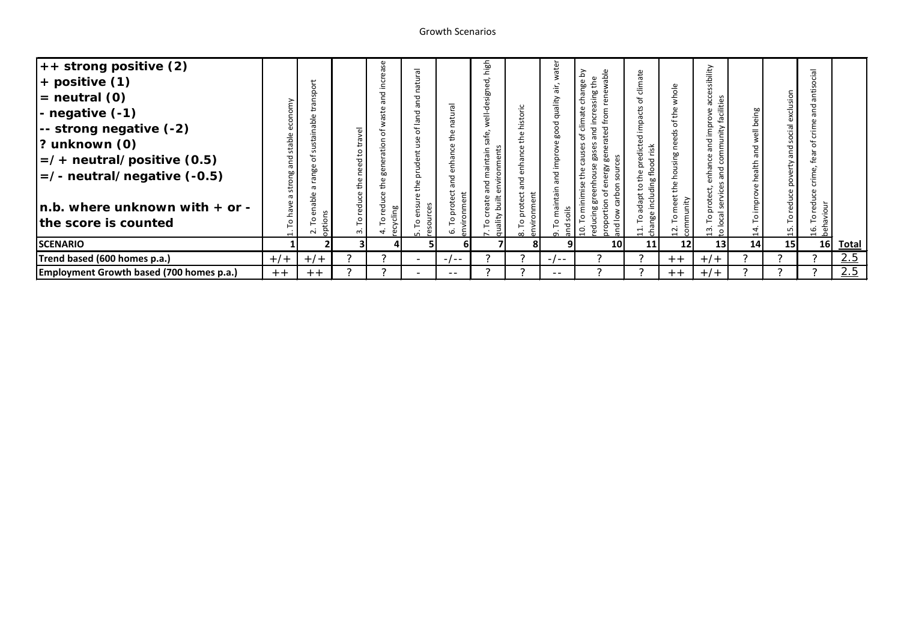# Growth Scenarios

| ++ strong positive (2)<br>+ positive (1)<br>= neutral (0)<br>- negative (-1)<br>-- strong negative (-2)<br>? unknown (0)<br>=/+ neutral/positive (0.5)<br>=/- neutral/negative (-0.5)<br><br>n.b. where unknown with + or - the score is counted | 1. To have a strong and stable economy | 2. To enable a range of sustainable transport options | 3. To reduce the need to travel | 4. To reduce the generation of waste and increase recycling | 5. To ensure the prudent use of land and natural resources | 6. To protect and enhance the natural environment | 7. To create and maintain safe, well-designed, high quality built environments | 8. To protect and enhance the historic environment | 9. To maintain and improve good quality air, water and soils | 10. To minimise the causes of climate change by reducing greenhouse gases and increasing the proportion of energy generated from renewable and low carbon sources | 11. To adapt to the predicted impacts of climate change including flood risk | 12. To meet the housing needs of the whole community | 13. To protect, enhance and improve accessibility to local services and community facilities | 14. To improve health and well being | 15. To reduce poverty and social exclusion | 16. To reduce crime, fear of crime and antisocial behaviour | |
|---|---|---|---|---|---|---|---|---|---|---|---|---|---|---|---|---|---|
| **SCENARIO** | 1 | 2 | 3 | 4 | 5 | 6 | 7 | 8 | 9 | 10 | 11 | 12 | 13 | 14 | 15 | 16 | **Total** |
| **Trend based (600 homes p.a.)** | +/+ | +/+ | ? | ? | - | -/-- | ? | ? | -/-- | ? | ? | ++ | +/+ | ? | ? | ? | 2.5 |
| **Employment Growth based (700 homes p.a.)** | ++ | ++ | ? | ? | - | -- | ? | ? | -- | ? | ? | ++ | +/+ | ? | ? | ? | 2.5 |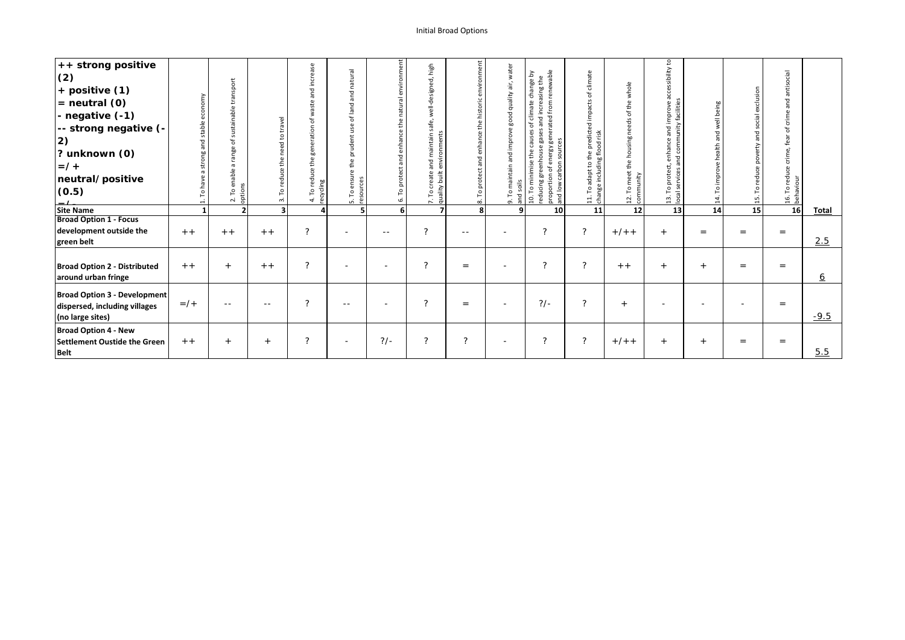Initial Broad Options

| ++ strong positive (2)<br>+ positive (1)<br>= neutral (0)<br>- negative (-1)<br>-- strong negative (-2)<br>? unknown (0)<br>=/+ neutral/positive (0.5) | 1. To have a strong and stable economy | 2. To enable a range of sustainable transport options | 3. To reduce the need to travel | 4. To reduce the generation of waste and increase recycling | 5. To ensure the prudent use of land and natural resources | 6. To protect and enhance the natural environment | 7. To create and maintain safe, well-designed, high quality built environments | 8. To protect and enhance the historic environment | 9. To maintain and improve good quality air, water and soils | 10. To minimise the causes of climate change by reducing greenhouse gases and increasing the proportion of energy generated from renewable and low carbon sources | 11. To adapt to the predicted impacts of climate change including flood risk | 12. To meet the housing needs of the whole community | 13. To protect, enhance and improve accessibility to local services and community facilities | 14. To improve health and well being | 15. To reduce poverty and social exclusion | 16. To reduce crime, fear of crime and antisocial behaviour | |
|---|---|---|---|---|---|---|---|---|---|---|---|---|---|---|---|---|---|
| **Site Name** | **1** | **2** | **3** | **4** | **5** | **6** | **7** | **8** | **9** | **10** | **11** | **12** | **13** | **14** | **15** | **16** | **Total** |
| **Broad Option 1 - Focus development outside the green belt** | ++ | ++ | ++ | ? | - | -- | ? | -- | - | ? | ? | +/++ | + | = | = | = | 2.5 |
| **Broad Option 2 - Distributed around urban fringe** | ++ | + | ++ | ? | - | - | ? | = | - | ? | ? | ++ | + | + | = | = | 6 |
| **Broad Option 3 - Development dispersed, including villages (no large sites)** | =/+ | -- | -- | ? | -- | - | ? | = | - | ?/- | ? | + | - | - | - | = | -9.5 |
| **Broad Option 4 - New Settlement Oustide the Green Belt** | ++ | + | + | ? | - | ?/- | ? | ? | - | ? | ? | +/++ | + | + | = | = | 5.5 |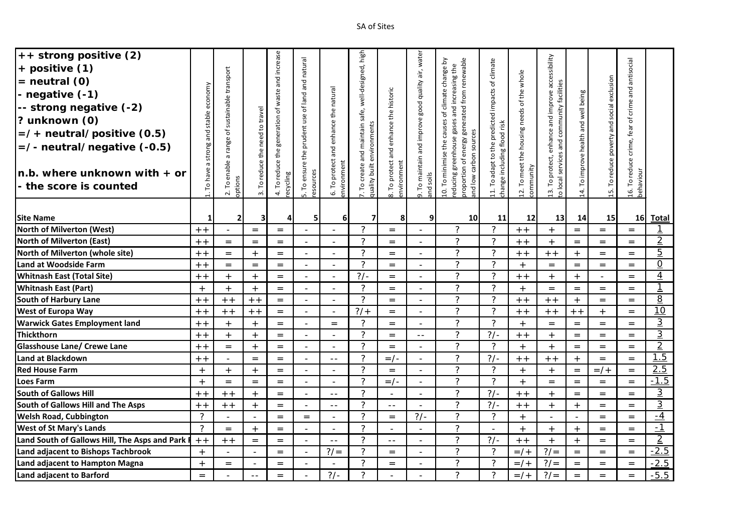SA of Sites

| ++ strong positive (2)<br>+ positive (1)<br>= neutral (0)<br>- negative (-1)<br>-- strong negative (-2)<br>? unknown (0)<br>=/+ neutral/positive (0.5)<br>=/- neutral/negative (-0.5)<br><br>n.b. where unknown with + or - the score is counted | 1. To have a strong and stable economy | 2. To enable a range of sustainable transport options | 3. To reduce the need to travel | 4. To reduce the generation of waste and increase recycling | 5. To ensure the prudent use of land and natural resources | 6. To protect and enhance the natural environment | 7. To create and maintain safe, well-designed, high quality built environments | 8. To protect and enhance the historic environment | 9. To maintain and improve good quality air, water and soils | 10. To minimise the causes of climate change by reducing greenhouse gases and increasing the proportion of energy generated from renewable and low carbon sources | 11. To adapt to the predicted impacts of climate change including flood risk | 12. To meet the housing needs of the whole community | 13. To protect, enhance and improve accessibility to local services and community facilities | 14. To improve health and well being | 15. To reduce poverty and social exclusion | 16. To reduce crime, fear of crime and antisocial behaviour | |
|---|---|---|---|---|---|---|---|---|---|---|---|---|---|---|---|---|---|
| **Site Name** | 1 | 2 | 3 | 4 | 5 | 6 | 7 | 8 | 9 | 10 | 11 | 12 | 13 | 14 | 15 | 16 | **Total** |
| **North of Milverton (West)** | ++ | - | = | = | - | - | ? | = | - | ? | ? | ++ | + | = | = | = | 1 |
| **North of Milverton (East)** | ++ | = | = | = | - | - | ? | = | - | ? | ? | ++ | + | = | = | = | 2 |
| **North of Milverton (whole site)** | ++ | = | + | = | - | - | ? | = | - | ? | ? | ++ | ++ | + | = | = | 5 |
| **Land at Woodside Farm** | ++ | = | = | = | - | - | ? | = | - | ? | ? | + | = | = | = | = | 0 |
| **Whitnash East (Total Site)** | ++ | + | + | = | - | - | ?/- | = | - | ? | ? | ++ | + | + | - | = | 4 |
| **Whitnash East (Part)** | + | + | + | = | - | - | ? | = | - | ? | ? | + | = | = | = | = | 1 |
| **South of Harbury Lane** | ++ | ++ | ++ | = | - | - | ? | = | - | ? | ? | ++ | ++ | + | = | = | 8 |
| **West of Europa Way** | ++ | ++ | ++ | = | - | - | ?/+ | = | - | ? | ? | ++ | ++ | ++ | + | = | 10 |
| **Warwick Gates Employment land** | ++ | + | + | = | - | = | ? | = | - | ? | ? | + | = | = | = | = | 3 |
| **Thickthorn** | ++ | + | + | = | - | - | ? | = | -- | ? | ?/- | ++ | + | = | = | = | 3 |
| **Glasshouse Lane/ Crewe Lane** | ++ | = | + | = | - | - | ? | = | - | ? | ? | + | + | = | = | = | 2 |
| **Land at Blackdown** | ++ | - | = | = | - | -- | ? | =/- | - | ? | ?/- | ++ | ++ | + | = | = | 1.5 |
| **Red House Farm** | + | + | + | = | - | - | ? | = | - | ? | ? | + | + | = | =/+ | = | 2.5 |
| **Loes Farm** | + | = | = | = | - | - | ? | =/- | - | ? | ? | + | = | = | = | = | -1.5 |
| **South of Gallows Hill** | ++ | ++ | + | = | - | -- | ? | - | - | ? | ?/- | ++ | + | = | = | = | 3 |
| **South of Gallows Hill and The Asps** | ++ | ++ | + | = | - | -- | ? | -- | - | ? | ?/- | ++ | + | + | = | = | 3 |
| **Welsh Road, Cubbington** | ? | - | - | = | = | - | ? | = | ?/- | ? | ? | + | - | - | = | = | -4 |
| **West of St Mary's Lands** | ? | = | + | = | - | - | ? | - | - | ? | - | + | + | + | = | = | -1 |
| **Land South of Gallows Hill, The Asps and Park F** | ++ | ++ | = | = | - | -- | ? | -- | - | ? | ?/- | ++ | + | + | = | = | 2 |
| **Land adjacent to Bishops Tachbrook** | + | - | - | = | - | ?/= | ? | = | - | ? | ? | =/+ | ?/= | = | = | = | -2.5 |
| **Land adjacent to Hampton Magna** | + | = | - | = | - | - | ? | = | - | ? | ? | =/+ | ?/= | = | = | = | -2.5 |
| **Land adjacent to Barford** | = | - | -- | = | - | ?/- | ? | - | - | ? | ? | =/+ | ?/= | = | = | = | -5.5 |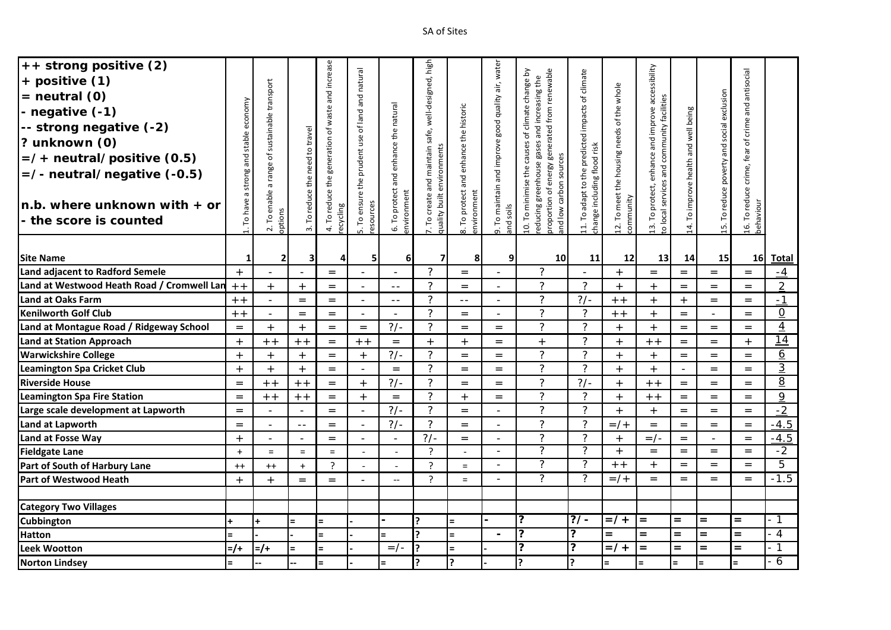SA of Sites

| ++ strong positive (2)<br>+ positive (1)<br>= neutral (0)<br>- negative (-1)<br>-- strong negative (-2)<br>? unknown (0)<br>=/+ neutral/positive (0.5)<br>=/- neutral/negative (-0.5)<br><br>n.b. where unknown with + or - the score is counted | 1. To have a strong and stable economy | 2. To enable a range of sustainable transport options | 3. To reduce the need to travel | 4. To reduce the generation of waste and increase recycling | 5. To ensure the prudent use of land and natural resources | 6. To protect and enhance the natural environment | 7. To create and maintain safe, well-designed, high quality built environments | 8. To protect and enhance the historic environment | 9. To maintain and improve good quality air, water and soils | 10. To minimise the causes of climate change by reducing greenhouse gases and increasing the proportion of energy generated from renewable and low carbon sources | 11. To adapt to the predicted impacts of climate change including flood risk | 12. To meet the housing needs of the whole community | 13. To protect, enhance and improve accessibility to local services and community facilities | 14. To improve health and well being | 15. To reduce poverty and social exclusion | 16. To reduce crime, fear of crime and antisocial behaviour | |
|---|---|---|---|---|---|---|---|---|---|---|---|---|---|---|---|---|---|
| **Site Name** | **1** | **2** | **3** | **4** | **5** | **6** | **7** | **8** | **9** | **10** | **11** | **12** | **13** | **14** | **15** | **16** | **Total** |
| **Land adjacent to Radford Semele** | + | - | - | = | - | - | ? | = | - | ? | - | + | = | = | = | = | -4 |
| **Land at Westwood Heath Road / Cromwell Lan** | ++ | + | + | = | - | -- | ? | = | - | ? | ? | + | + | = | = | = | 2 |
| **Land at Oaks Farm** | ++ | - | = | = | - | -- | ? | -- | - | ? | ?/- | ++ | + | + | = | = | -1 |
| **Kenilworth Golf Club** | ++ | - | = | = | - | - | ? | = | - | ? | ? | ++ | + | = | - | = | 0 |
| **Land at Montague Road / Ridgeway School** | = | + | + | = | = | ?/- | ? | = | = | ? | ? | + | + | = | = | = | 4 |
| **Land at Station Approach** | + | ++ | ++ | = | ++ | = | + | + | = | + | ? | + | ++ | = | = | + | 14 |
| **Warwickshire College** | + | + | + | = | + | ?/- | ? | = | = | ? | ? | + | + | = | = | = | 6 |
| **Leamington Spa Cricket Club** | + | + | + | = | - | = | ? | = | = | ? | ? | + | + | - | = | = | 3 |
| **Riverside House** | = | ++ | ++ | = | + | ?/- | ? | = | = | ? | ?/- | + | ++ | = | = | = | 8 |
| **Leamington Spa Fire Station** | = | ++ | ++ | = | + | = | ? | + | = | ? | ? | + | ++ | = | = | = | 9 |
| **Large scale development at Lapworth** | = | - | - | = | - | ?/- | ? | = | - | ? | ? | + | + | = | = | = | -2 |
| **Land at Lapworth** | = | - | -- | = | - | ?/- | ? | = | - | ? | ? | =/+ | = | = | = | = | -4.5 |
| **Land at Fosse Way** | + | - | - | = | - | - | ?/- | = | - | ? | ? | + | =/- | = | - | = | -4.5 |
| **Fieldgate Lane** | + | = | = | = | - | - | ? | - | - | ? | ? | + | = | = | = | = | -2 |
| **Part of South of Harbury Lane** | ++ | ++ | + | ? | - | - | ? | = | - | ? | ? | ++ | + | = | = | = | 5 |
| **Part of Westwood Heath** | + | + | = | = | - | -- | ? | = | - | ? | ? | =/+ | = | = | = | = | -1.5 |
| | | | | | | | | | | | | | | | | | |
| **Category Two Villages** | | | | | | | | | | | | | | | | | |
| **Cubbington** | + | + | = | = | - | - | ? | = | - | ? | ?/- | =/+ | = | = | = | = | -1 |
| **Hatton** | = | - | - | = | - | = | ? | = | - | ? | ? | = | = | = | = | = | -4 |
| **Leek Wootton** | =/+ | =/+ | = | = | - | =/- | ? | = | - | ? | ? | =/+ | = | = | = | = | -1 |
| **Norton Lindsey** | = | -- | -- | = | - | = | ? | ? | - | ? | ? | = | = | = | = | = | -6 |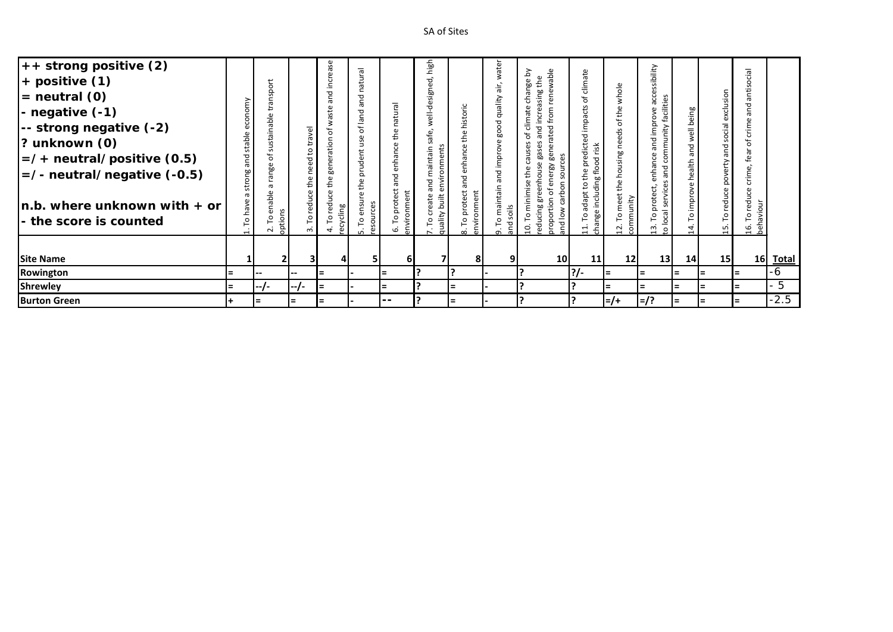SA of Sites

| ++ strong positive (2)<br>+ positive (1)<br>= neutral (0)<br>- negative (-1)<br>-- strong negative (-2)<br>? unknown (0)<br>=/+ neutral/positive (0.5)<br>=/- neutral/negative (-0.5)<br><br>n.b. where unknown with + or - the score is counted | 1. To have a strong and stable economy | 2. To enable a range of sustainable transport options | 3. To reduce the need to travel | 4. To reduce the generation of waste and increase recycling | 5. To ensure the prudent use of land and natural resources | 6. To protect and enhance the natural environment | 7. To create and maintain safe, well-designed, high quality built environments | 8. To protect and enhance the historic environment | 9. To maintain and improve good quality air, water and soils | 10. To minimise the causes of climate change by reducing greenhouse gases and increasing the proportion of energy generated from renewable and low carbon sources | 11. To adapt to the predicted impacts of climate change including flood risk | 12. To meet the housing needs of the whole community | 13. To protect, enhance and improve accessibility to local services and community facilities | 14. To improve health and well being | 15. To reduce poverty and social exclusion | 16. To reduce crime, fear of crime and antisocial behaviour | |
|---|---|---|---|---|---|---|---|---|---|---|---|---|---|---|---|---|---|
| **Site Name** | **1** | **2** | **3** | **4** | **5** | **6** | **7** | **8** | **9** | **10** | **11** | **12** | **13** | **14** | **15** | **16** | **Total** |
| **Rowington** | = | -- | -- | = | - | = | ? | ? | - | ? | ?/- | = | = | = | = | = | -6 |
| **Shrewley** | = | --/- | --/- | = | - | = | ? | = | - | ? | ? | = | = | = | = | = | - 5 |
| **Burton Green** | + | = | = | = | - | -- | ? | = | - | ? | ? | =/+ | =/? | = | = | = | -2.5 |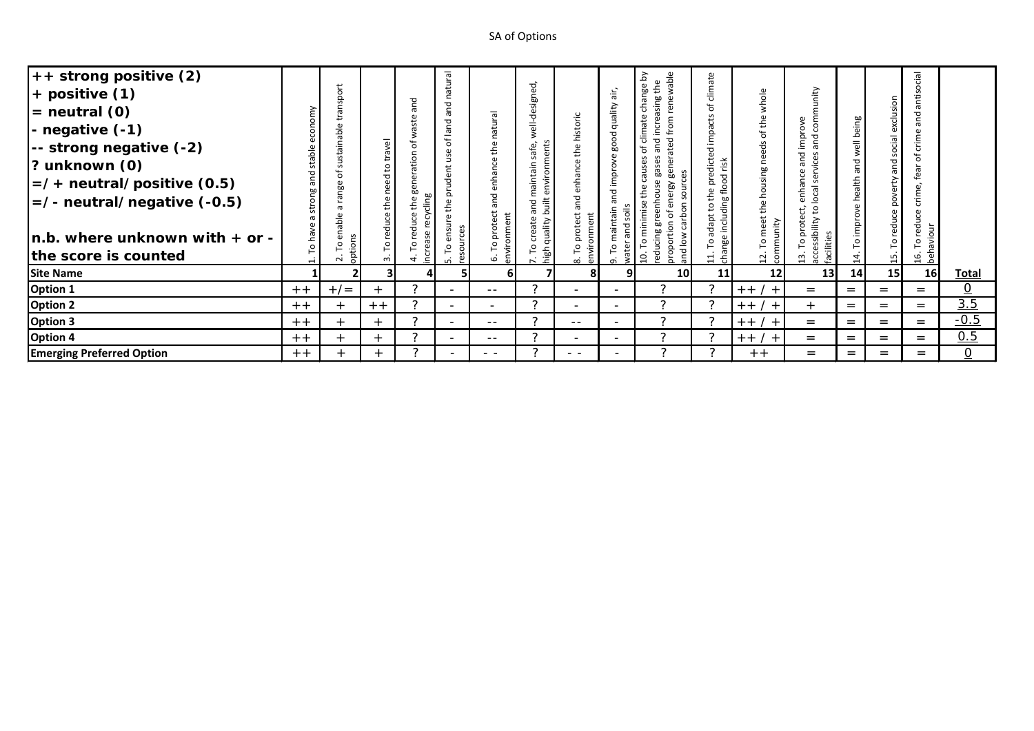# SA of Options

| ++ strong positive (2)<br>+ positive (1)<br>= neutral (0)<br>- negative (-1)<br>-- strong negative (-2)<br>? unknown (0)<br>=/+ neutral/positive (0.5)<br>=/- neutral/negative (-0.5)<br><br>n.b. where unknown with + or - the score is counted | 1. To have a strong and stable economy | 2. To enable a range of sustainable transport options | 3. To reduce the need to travel | 4. To reduce the generation of waste and increase recycling | 5. To ensure the prudent use of land and natural resources | 6. To protect and enhance the natural environment | 7. To create and maintain safe, well-designed, high quality built environments | 8. To protect and enhance the historic environment | 9. To maintain and improve good quality air, water and soils | 10. To minimise the causes of climate change by reducing greenhouse gases and increasing the proportion of energy generated from renewable and low carbon sources | 11. To adapt to the predicted impacts of climate change including flood risk | 12. To meet the housing needs of the whole community | 13. To protect, enhance and improve accessibility to local services and community facilities | 14. To improve health and well being | 15. To reduce poverty and social exclusion | 16. To reduce crime, fear of crime and antisocial behaviour | |
|---|---|---|---|---|---|---|---|---|---|---|---|---|---|---|---|---|---|
| **Site Name** | **1** | **2** | **3** | **4** | **5** | **6** | **7** | **8** | **9** | **10** | **11** | **12** | **13** | **14** | **15** | **16** | **Total** |
| **Option 1** | ++ | +/= | + | ? | - | -- | ? | - | - | ? | ? | ++ / + | = | = | = | = | 0 |
| **Option 2** | ++ | + | ++ | ? | - | - | ? | - | - | ? | ? | ++ / + | + | = | = | = | 3.5 |
| **Option 3** | ++ | + | + | ? | - | -- | ? | -- | - | ? | ? | ++ / + | = | = | = | = | -0.5 |
| **Option 4** | ++ | + | + | ? | - | -- | ? | - | - | ? | ? | ++ / + | = | = | = | = | 0.5 |
| **Emerging Preferred Option** | ++ | + | + | ? | - | - - | ? | - - | - | ? | ? | ++ | = | = | = | = | 0 |